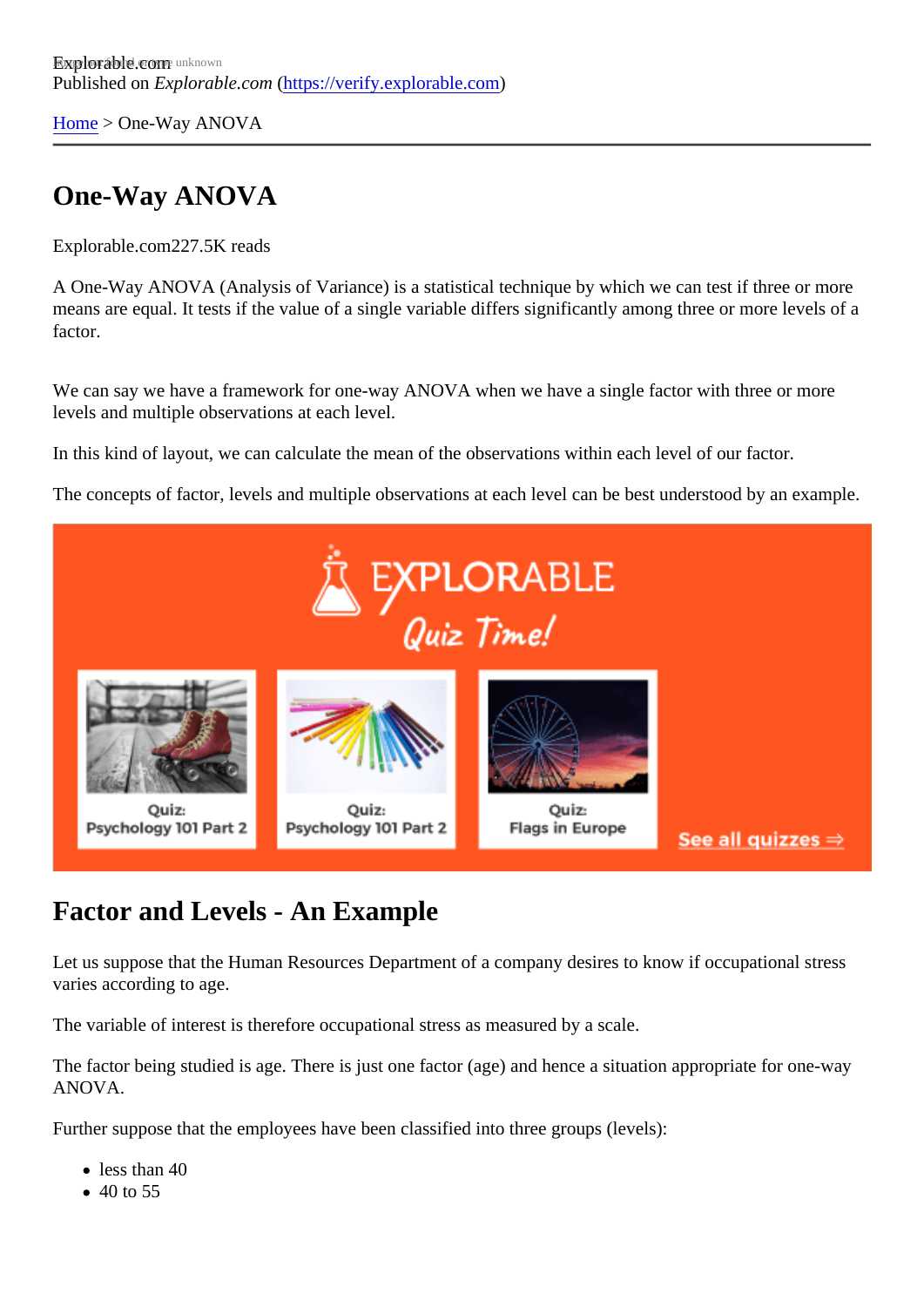Explorable.com
Published on *Explorable.com* (https://verify.explorable.com)

Home > One-Way ANOVA

# One-Way ANOVA

Explorable.com227.5K reads

A One-Way ANOVA (Analysis of Variance) is a statistical technique by which we can test if three or more means are equal. It tests if the value of a single variable differs significantly among three or more levels of a factor.

We can say we have a framework for one-way ANOVA when we have a single factor with three or more levels and multiple observations at each level.

In this kind of layout, we can calculate the mean of the observations within each level of our factor.

The concepts of factor, levels and multiple observations at each level can be best understood by an example.

## Factor and Levels - An Example

Let us suppose that the Human Resources Department of a company desires to know if occupational stress varies according to age.

The variable of interest is therefore occupational stress as measured by a scale.

The factor being studied is age. There is just one factor (age) and hence a situation appropriate for one-way ANOVA.

Further suppose that the employees have been classified into three groups (levels):

- less than 40
- 40 to 55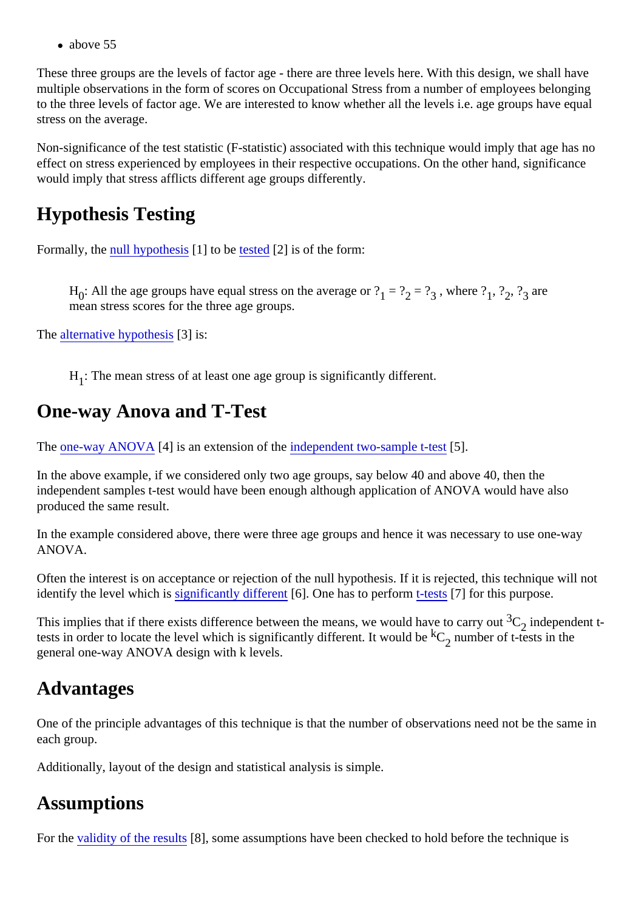- above 55

These three groups are the levels of factor age - there are three levels here. With this design, we shall have multiple observations in the form of scores on Occupational Stress from a number of employees belonging to the three levels of factor age. We are interested to know whether all the levels i.e. age groups have equal stress on the average.

Non-significance of the test statistic (F-statistic) associated with this technique would imply that age has no effect on stress experienced by employees in their respective occupations. On the other hand, significance would imply that stress afflicts different age groups differently.

## Hypothesis Testing

Formally, the null hypothesis [1] to be tested [2] is of the form:

> $H_0$: All the age groups have equal stress on the average or $?_1 = ?_2 = ?_3$ , where $?_1$, $?_2$, $?_3$ are mean stress scores for the three age groups.

The alternative hypothesis [3] is:

> $H_1$: The mean stress of at least one age group is significantly different.

## One-way Anova and T-Test

The one-way ANOVA [4] is an extension of the independent two-sample t-test [5].

In the above example, if we considered only two age groups, say below 40 and above 40, then the independent samples t-test would have been enough although application of ANOVA would have also produced the same result.

In the example considered above, there were three age groups and hence it was necessary to use one-way ANOVA.

Often the interest is on acceptance or rejection of the null hypothesis. If it is rejected, this technique will not identify the level which is significantly different [6]. One has to perform t-tests [7] for this purpose.

This implies that if there exists difference between the means, we would have to carry out ${}^{3}C_{2}$ independent t-tests in order to locate the level which is significantly different. It would be ${}^{k}C_{2}$ number of t-tests in the general one-way ANOVA design with k levels.

## Advantages

One of the principle advantages of this technique is that the number of observations need not be the same in each group.

Additionally, layout of the design and statistical analysis is simple.

## Assumptions

For the validity of the results [8], some assumptions have been checked to hold before the technique is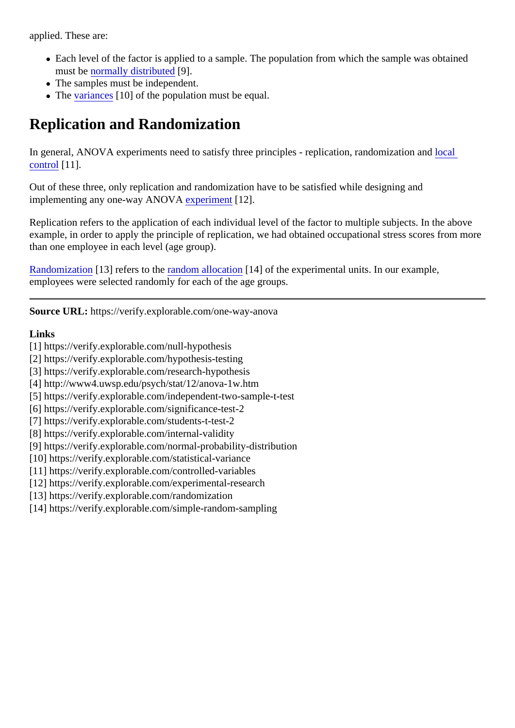applied. These are:

- Each level of the factor is applied to a sample. The population from which the sample was obtained must be normally distributed [9].
- The samples must be independent.
- The variances [10] of the population must be equal.

## Replication and Randomization

In general, ANOVA experiments need to satisfy three principles - replication, randomization and local control [11].

Out of these three, only replication and randomization have to be satisfied while designing and implementing any one-way ANOVA experiment [12].

Replication refers to the application of each individual level of the factor to multiple subjects. In the above example, in order to apply the principle of replication, we had obtained occupational stress scores from more than one employee in each level (age group).

Randomization [13] refers to the random allocation [14] of the experimental units. In our example, employees were selected randomly for each of the age groups.

---

**Source URL:** https://verify.explorable.com/one-way-anova

**Links**
[1] https://verify.explorable.com/null-hypothesis
[2] https://verify.explorable.com/hypothesis-testing
[3] https://verify.explorable.com/research-hypothesis
[4] http://www4.uwsp.edu/psych/stat/12/anova-1w.htm
[5] https://verify.explorable.com/independent-two-sample-t-test
[6] https://verify.explorable.com/significance-test-2
[7] https://verify.explorable.com/students-t-test-2
[8] https://verify.explorable.com/internal-validity
[9] https://verify.explorable.com/normal-probability-distribution
[10] https://verify.explorable.com/statistical-variance
[11] https://verify.explorable.com/controlled-variables
[12] https://verify.explorable.com/experimental-research
[13] https://verify.explorable.com/randomization
[14] https://verify.explorable.com/simple-random-sampling